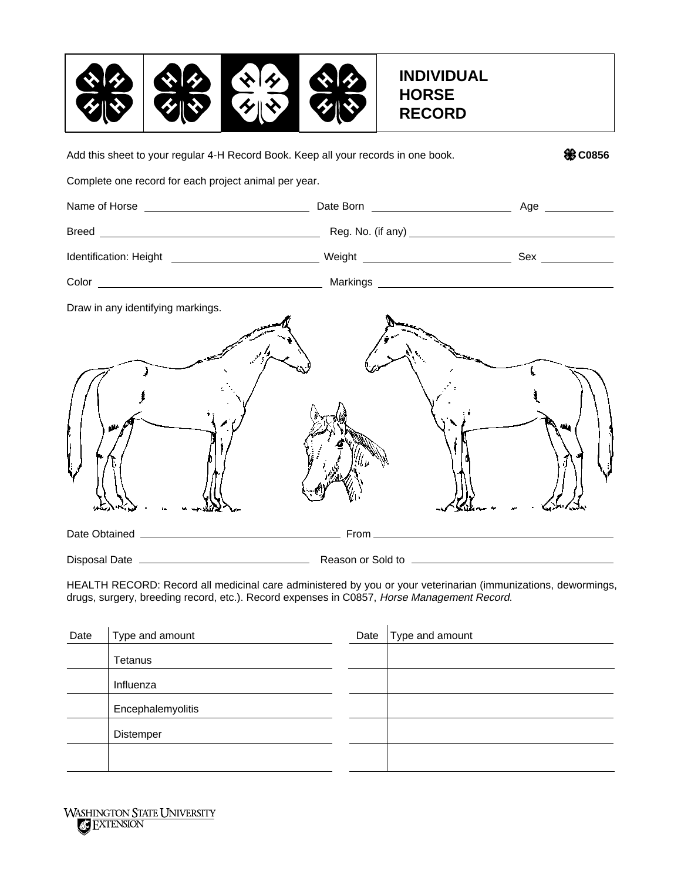# INDIVIDUAL HORSE RECORD

Add this sheet to your regular 4-H Record Book. Keep all your records in one book. **C0856**

Complete one record for each project animal per year.

Name of Horse ____________________ Date Born ____________________ Age __________

Breed ____________________ Reg. No. (if any) ____________________

Identification: Height ____________________ Weight ____________________ Sex __________

Color ____________________ Markings ____________________

Draw in any identifying markings.

Date Obtained ____________________ From ____________________

Disposal Date ____________________ Reason or Sold to ____________________

HEALTH RECORD: Record all medicinal care administered by you or your veterinarian (immunizations, dewormings, drugs, surgery, breeding record, etc.). Record expenses in C0857, *Horse Management Record*.

| Date | Type and amount | Date | Type and amount |
|---|---|---|---|
| | Tetanus | | |
| | Influenza | | |
| | Encephalemyolitis | | |
| | Distemper | | |
| | | | |

WASHINGTON STATE UNIVERSITY EXTENSION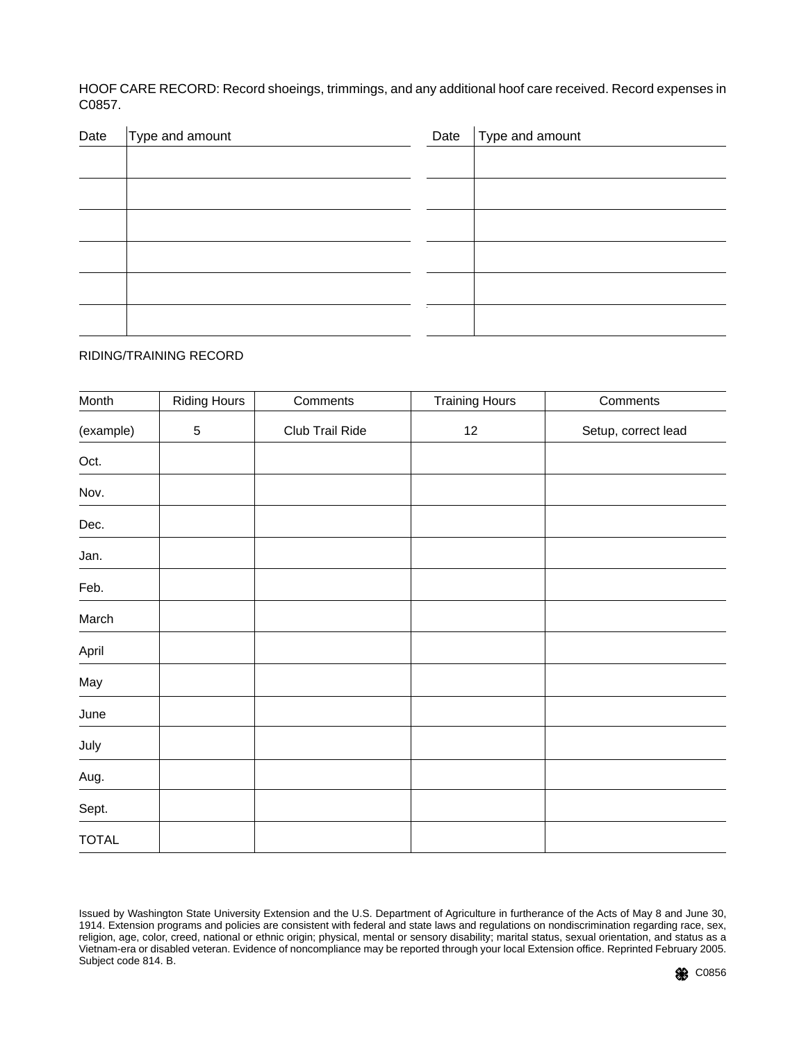HOOF CARE RECORD: Record shoeings, trimmings, and any additional hoof care received. Record expenses in C0857.

| Date | Type and amount | Date | Type and amount |
|---|---|---|---|
| | | | |
| | | | |
| | | | |
| | | | |
| | | | |
| | | | |

RIDING/TRAINING RECORD

| Month | Riding Hours | Comments | Training Hours | Comments |
|---|---|---|---|---|
| (example) | 5 | Club Trail Ride | 12 | Setup, correct lead |
| Oct. | | | | |
| Nov. | | | | |
| Dec. | | | | |
| Jan. | | | | |
| Feb. | | | | |
| March | | | | |
| April | | | | |
| May | | | | |
| June | | | | |
| July | | | | |
| Aug. | | | | |
| Sept. | | | | |
| TOTAL | | | | |

Issued by Washington State University Extension and the U.S. Department of Agriculture in furtherance of the Acts of May 8 and June 30, 1914. Extension programs and policies are consistent with federal and state laws and regulations on nondiscrimination regarding race, sex, religion, age, color, creed, national or ethnic origin; physical, mental or sensory disability; marital status, sexual orientation, and status as a Vietnam-era or disabled veteran. Evidence of noncompliance may be reported through your local Extension office. Reprinted February 2005. Subject code 814. B.

C0856